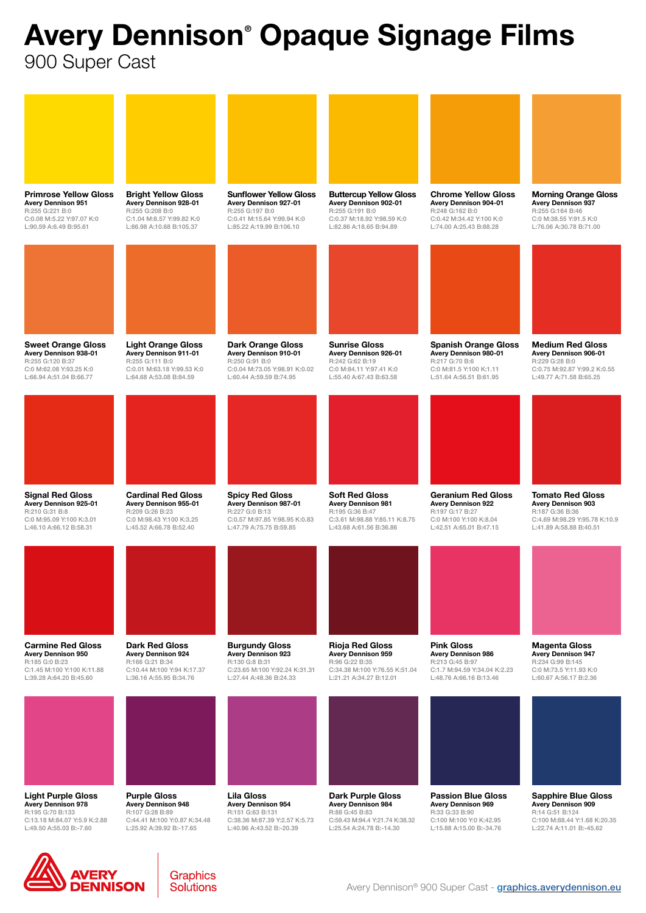# Avery Dennison® Opaque Signage Films

900 Super Cast

**Primrose Yellow Gloss**
**Avery Dennison 951**
R:255 G:221 B:0
C:0.08 M:5.22 Y:97.07 K:0
L:90.59 A:6.49 B:95.61

**Bright Yellow Gloss**
**Avery Dennison 928-01**
R:255 G:208 B:0
C:1.04 M:8.57 Y:99.82 K:0
L:86.98 A:10.68 B:105.37

**Sunflower Yellow Gloss**
**Avery Dennison 927-01**
R:255 G:197 B:0
C:0.41 M:15.64 Y:99.94 K:0
L:85.22 A:19.99 B:106.10

**Buttercup Yellow Gloss**
**Avery Dennison 902-01**
R:255 G:191 B:0
C:0.37 M:18.92 Y:98.59 K:0
L:82.86 A:18.65 B:94.89

**Chrome Yellow Gloss**
**Avery Dennison 904-01**
R:248 G:162 B:0
C:0.42 M:34.42 Y:100 K:0
L:74.00 A:25.43 B:88.28

**Morning Orange Gloss**
**Avery Dennison 937**
R:255 G:164 B:46
C:0 M:38.55 Y:91.5 K:0
L:76.06 A:30.78 B:71.00

**Sweet Orange Gloss**
**Avery Dennison 938-01**
R:255 G:120 B:37
C:0 M:62.08 Y:93.25 K:0
L:66.94 A:51.04 B:66.77

**Light Orange Gloss**
**Avery Dennison 911-01**
R:255 G:111 B:0
C:0.01 M:63.18 Y:99.53 K:0
L:64.68 A:53.08 B:84.59

**Dark Orange Gloss**
**Avery Dennison 910-01**
R:250 G:91 B:0
C:0.04 M:73.05 Y:98.91 K:0.02
L:60.44 A:59.59 B:74.95

**Sunrise Gloss**
**Avery Dennison 926-01**
R:242 G:62 B:19
C:0 M:84.11 Y:97.41 K:0
L:55.40 A:67.43 B:63.58

**Spanish Orange Gloss**
**Avery Dennison 980-01**
R:217 G:70 B:6
C:0 M:81.5 Y:100 K:1.11
L:51.64 A:56.51 B:61.95

**Medium Red Gloss**
**Avery Dennison 906-01**
R:229 G:28 B:0
C:0.75 M:92.87 Y:99.2 K:0.55
L:49.77 A:71.58 B:65.25

**Signal Red Gloss**
**Avery Dennison 925-01**
R:210 G:31 B:8
C:0 M:95.09 Y:100 K:3.01
L:46.10 A:66.12 B:58.31

**Cardinal Red Gloss**
**Avery Dennison 955-01**
R:209 G:26 B:23
C:0 M:98.43 Y:100 K:3.25
L:45.52 A:66.78 B:52.40

**Spicy Red Gloss**
**Avery Dennison 987-01**
R:227 G:0 B:13
C:0.57 M:97.85 Y:98.95 K:0.83
L:47.79 A:75.75 B:59.85

**Soft Red Gloss**
**Avery Dennison 981**
R:195 G:36 B:47
C:3.61 M:98.88 Y:85.11 K:8.75
L:43.68 A:61.56 B:36.86

**Geranium Red Gloss**
**Avery Dennison 922**
R:197 G:17 B:27
C:0 M:100 Y:100 K:8.04
L:42.51 A:65.01 B:47.15

**Tomato Red Gloss**
**Avery Dennison 903**
R:187 G:36 B:36
C:4.69 M:98.29 Y:95.78 K:10.9
L:41.89 A:58.88 B:40.51

**Carmine Red Gloss**
**Avery Dennison 950**
R:185 G:0 B:23
C:1.45 M:100 Y:100 K:11.88
L:39.28 A:64.20 B:45.60

**Dark Red Gloss**
**Avery Dennison 924**
R:166 G:21 B:34
C:10.44 M:100 Y:94 K:17.37
L:36.16 A:55.95 B:34.76

**Burgundy Gloss**
**Avery Dennison 923**
R:130 G:8 B:31
C:23.65 M:100 Y:92.24 K:31.31
L:27.44 A:48.36 B:24.33

**Rioja Red Gloss**
**Avery Dennison 959**
R:96 G:22 B:35
C:34.38 M:100 Y:76.55 K:51.04
L:21.21 A:34.27 B:12.01

**Pink Gloss**
**Avery Dennison 986**
R:213 G:45 B:97
C:1.7 M:94.59 Y:34.04 K:2.23
L:48.76 A:66.16 B:13.46

**Magenta Gloss**
**Avery Dennison 947**
R:234 G:99 B:145
C:0 M:73.5 Y:11.93 K:0
L:60.67 A:56.17 B:2.36

**Light Purple Gloss**
**Avery Dennison 978**
R:195 G:70 B:133
C:13.18 M:84.07 Y:5.9 K:2.88
L:49.50 A:55.03 B:-7.60

**Purple Gloss**
**Avery Dennison 948**
R:107 G:28 B:89
C:44.41 M:100 Y:0.87 K:34.48
L:25.92 A:39.92 B:-17.65

**Lila Gloss**
**Avery Dennison 954**
R:151 G:63 B:131
C:38.36 M:87.39 Y:2.57 K:5.73
L:40.96 A:43.52 B:-20.39

**Dark Purple Gloss**
**Avery Dennison 984**
R:88 G:45 B:83
C:59.43 M:94.4 Y:21.74 K:38.32
L:25.54 A:24.78 B:-14.30

**Passion Blue Gloss**
**Avery Dennison 969**
R:33 G:33 B:90
C:100 M:100 Y:0 K:42.95
L:15.88 A:15.00 B:-34.76

**Sapphire Blue Gloss**
**Avery Dennison 909**
R:14 G:51 B:124
C:100 M:88.44 Y:1.68 K:20.35
L:22.74 A:11.01 B:-45.62

AVERY DENNISON | Graphics Solutions

Avery Dennison® 900 Super Cast - graphics.averydennison.eu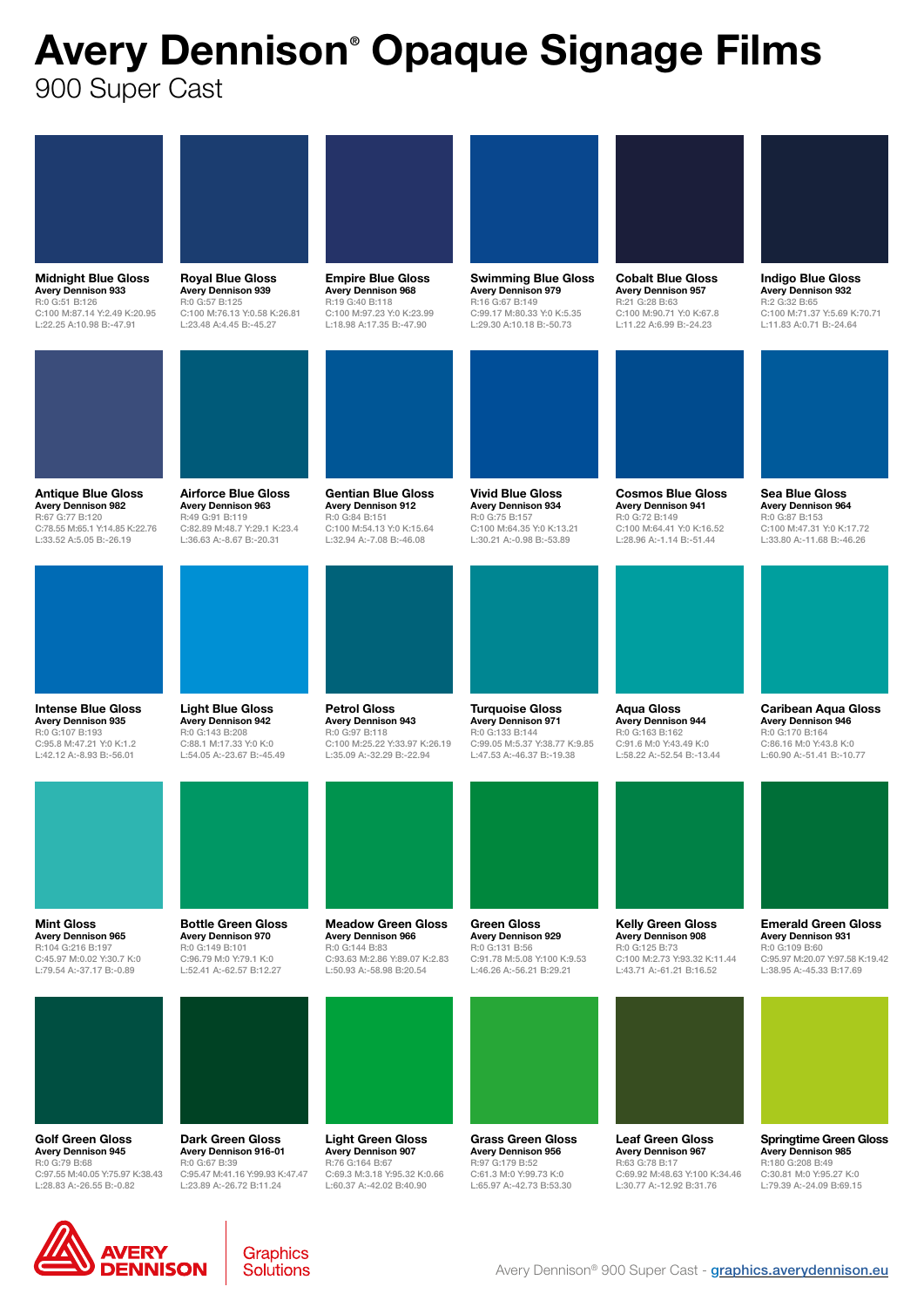# Avery Dennison® Opaque Signage Films

900 Super Cast

**Midnight Blue Gloss**
**Avery Dennison 933**
R:0 G:51 B:126
C:100 M:87.14 Y:2.49 K:20.95
L:22.25 A:10.98 B:-47.91

**Royal Blue Gloss**
**Avery Dennison 939**
R:0 G:57 B:125
C:100 M:76.13 Y:0.58 K:26.81
L:23.48 A:4.45 B:-45.27

**Empire Blue Gloss**
**Avery Dennison 968**
R:19 G:40 B:118
C:100 M:97.23 Y:0 K:23.99
L:18.98 A:17.35 B:-47.90

**Swimming Blue Gloss**
**Avery Dennison 979**
R:16 G:67 B:149
C:99.17 M:80.33 Y:0 K:5.35
L:29.30 A:10.18 B:-50.73

**Cobalt Blue Gloss**
**Avery Dennison 957**
R:21 G:28 B:63
C:100 M:90.71 Y:0 K:67.8
L:11.22 A:6.99 B:-24.23

**Indigo Blue Gloss**
**Avery Dennison 932**
R:2 G:32 B:65
C:100 M:71.37 Y:5.69 K:70.71
L:11.83 A:0.71 B:-24.64

**Antique Blue Gloss**
**Avery Dennison 982**
R:67 G:77 B:120
C:78.55 M:65.1 Y:14.85 K:22.76
L:33.52 A:5.05 B:-26.19

**Airforce Blue Gloss**
**Avery Dennison 963**
R:49 G:91 B:119
C:82.89 M:48.7 Y:29.1 K:23.4
L:36.63 A:-8.67 B:-20.31

**Gentian Blue Gloss**
**Avery Dennison 912**
R:0 G:84 B:151
C:100 M:54.13 Y:0 K:15.64
L:32.94 A:-7.08 B:-46.08

**Vivid Blue Gloss**
**Avery Dennison 934**
R:0 G:75 B:157
C:100 M:64.35 Y:0 K:13.21
L:30.21 A:-0.98 B:-53.89

**Cosmos Blue Gloss**
**Avery Dennison 941**
R:0 G:72 B:149
C:100 M:64.41 Y:0 K:16.52
L:28.96 A:-1.14 B:-51.44

**Sea Blue Gloss**
**Avery Dennison 964**
R:0 G:87 B:153
C:100 M:47.31 Y:0 K:17.72
L:33.80 A:-11.68 B:-46.26

**Intense Blue Gloss**
**Avery Dennison 935**
R:0 G:107 B:193
C:95.8 M:47.21 Y:0 K:1.2
L:42.12 A:-8.93 B:-56.01

**Light Blue Gloss**
**Avery Dennison 942**
R:0 G:143 B:208
C:88.1 M:17.33 Y:0 K:0
L:54.05 A:-23.67 B:-45.49

**Petrol Gloss**
**Avery Dennison 943**
R:0 G:97 B:118
C:100 M:25.22 Y:33.97 K:26.19
L:35.09 A:-32.29 B:-22.94

**Turquoise Gloss**
**Avery Dennison 971**
R:0 G:133 B:144
C:99.05 M:5.37 Y:38.77 K:9.85
L:47.53 A:-46.37 B:-19.38

**Aqua Gloss**
**Avery Dennison 944**
R:0 G:163 B:162
C:91.6 M:0 Y:43.49 K:0
L:58.22 A:-52.54 B:-13.44

**Caribean Aqua Gloss**
**Avery Dennison 946**
R:0 G:170 B:164
C:86.16 M:0 Y:43.8 K:0
L:60.90 A:-51.41 B:-10.77

**Mint Gloss**
**Avery Dennison 965**
R:104 G:216 B:197
C:45.97 M:0.02 Y:30.7 K:0
L:79.54 A:-37.17 B:-0.89

**Bottle Green Gloss**
**Avery Dennison 970**
R:0 G:149 B:101
C:96.79 M:0 Y:79.1 K:0
L:52.41 A:-62.57 B:12.27

**Meadow Green Gloss**
**Avery Dennison 966**
R:0 G:144 B:83
C:93.63 M:2.86 Y:89.07 K:2.83
L:50.93 A:-58.98 B:20.54

**Green Gloss**
**Avery Dennison 929**
R:0 G:131 B:56
C:91.78 M:5.08 Y:100 K:9.53
L:46.26 A:-56.21 B:29.21

**Kelly Green Gloss**
**Avery Dennison 908**
R:0 G:125 B:73
C:100 M:2.73 Y:93.32 K:11.44
L:43.71 A:-61.21 B:16.52

**Emerald Green Gloss**
**Avery Dennison 931**
R:0 G:109 B:60
C:95.97 M:20.07 Y:97.58 K:19.42
L:38.95 A:-45.33 B:17.69

**Golf Green Gloss**
**Avery Dennison 945**
R:0 G:79 B:68
C:97.55 M:40.05 Y:75.97 K:38.43
L:28.83 A:-26.55 B:-0.82

**Dark Green Gloss**
**Avery Dennison 916-01**
R:0 G:67 B:39
C:95.47 M:41.16 Y:99.93 K:47.47
L:23.89 A:-26.72 B:11.24

**Light Green Gloss**
**Avery Dennison 907**
R:76 G:164 B:67
C:69.3 M:3.18 Y:95.32 K:0.66
L:60.37 A:-42.02 B:40.90

**Grass Green Gloss**
**Avery Dennison 956**
R:97 G:179 B:52
C:61.3 M:0 Y:99.73 K:0
L:65.97 A:-42.73 B:53.30

**Leaf Green Gloss**
**Avery Dennison 967**
R:63 G:78 B:17
C:69.92 M:48.63 Y:100 K:34.46
L:30.77 A:-12.92 B:31.76

**Springtime Green Gloss**
**Avery Dennison 985**
R:180 G:208 B:49
C:30.81 M:0 Y:95.27 K:0
L:79.39 A:-24.09 B:69.15

AVERY DENNISON | Graphics Solutions

Avery Dennison® 900 Super Cast - [graphics.averydennison.eu](graphics.averydennison.eu)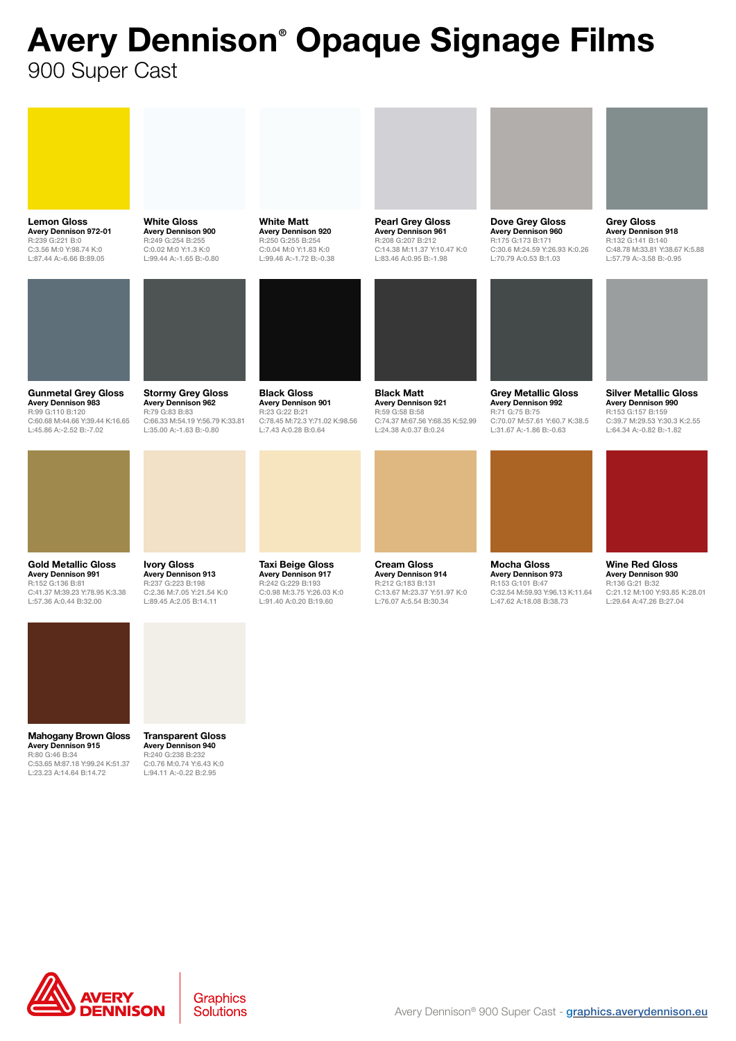# Avery Dennison® Opaque Signage Films

900 Super Cast

**Lemon Gloss**
**Avery Dennison 972-01**
R:239 G:221 B:0
C:3.56 M:0 Y:98.74 K:0
L:87.44 A:-6.66 B:89.05

**White Gloss**
**Avery Dennison 900**
R:249 G:254 B:255
C:0.02 M:0 Y:1.3 K:0
L:99.44 A:-1.65 B:-0.80

**White Matt**
**Avery Dennison 920**
R:250 G:255 B:254
C:0.04 M:0 Y:1.83 K:0
L:99.46 A:-1.72 B:-0.38

**Pearl Grey Gloss**
**Avery Dennison 961**
R:208 G:207 B:212
C:14.38 M:11.37 Y:10.47 K:0
L:83.46 A:0.95 B:-1.98

**Dove Grey Gloss**
**Avery Dennison 960**
R:175 G:173 B:171
C:30.6 M:24.59 Y:26.93 K:0.26
L:70.79 A:0.53 B:1.03

**Grey Gloss**
**Avery Dennison 918**
R:132 G:141 B:140
C:48.78 M:33.81 Y:38.67 K:5.88
L:57.79 A:-3.58 B:-0.95

**Gunmetal Grey Gloss**
**Avery Dennison 983**
R:99 G:110 B:120
C:60.68 M:44.66 Y:39.44 K:16.65
L:45.86 A:-2.52 B:-7.02

**Stormy Grey Gloss**
**Avery Dennison 962**
R:79 G:83 B:83
C:66.33 M:54.19 Y:56.79 K:33.81
L:35.00 A:-1.63 B:-0.80

**Black Gloss**
**Avery Dennison 901**
R:23 G:22 B:21
C:78.45 M:72.3 Y:71.02 K:98.56
L:7.43 A:0.28 B:0.64

**Black Matt**
**Avery Dennison 921**
R:59 G:58 B:58
C:74.37 M:67.56 Y:68.35 K:52.99
L:24.38 A:0.37 B:0.24

**Grey Metallic Gloss**
**Avery Dennison 992**
R:71 G:75 B:75
C:70.07 M:57.61 Y:60.7 K:38.5
L:31.67 A:-1.86 B:-0.63

**Silver Metallic Gloss**
**Avery Dennison 990**
R:153 G:157 B:159
C:39.7 M:29.53 Y:30.3 K:2.55
L:64.34 A:-0.82 B:-1.82

**Gold Metallic Gloss**
**Avery Dennison 991**
R:152 G:136 B:81
C:41.37 M:39.23 Y:78.95 K:3.38
L:57.36 A:0.44 B:32.00

**Ivory Gloss**
**Avery Dennison 913**
R:237 G:223 B:198
C:2.36 M:7.05 Y:21.54 K:0
L:89.45 A:2.05 B:14.11

**Taxi Beige Gloss**
**Avery Dennison 917**
R:242 G:229 B:193
C:0.98 M:3.75 Y:26.03 K:0
L:91.40 A:0.20 B:19.60

**Cream Gloss**
**Avery Dennison 914**
R:212 G:183 B:131
C:13.67 M:23.37 Y:51.97 K:0
L:76.07 A:5.54 B:30.34

**Mocha Gloss**
**Avery Dennison 973**
R:153 G:101 B:47
C:32.54 M:59.93 Y:96.13 K:11.64
L:47.62 A:18.08 B:38.73

**Wine Red Gloss**
**Avery Dennison 930**
R:136 G:21 B:32
C:21.12 M:100 Y:93.85 K:28.01
L:29.64 A:47.26 B:27.04

**Mahogany Brown Gloss**
**Avery Dennison 915**
R:80 G:46 B:34
C:53.65 M:87.18 Y:99.24 K:51.37
L:23.23 A:14.64 B:14.72

**Transparent Gloss**
**Avery Dennison 940**
R:240 G:238 B:232
C:0.76 M:0.74 Y:6.43 K:0
L:94.11 A:-0.22 B:2.95

AVERY DENNISON | Graphics Solutions

Avery Dennison® 900 Super Cast - graphics.averydennison.eu